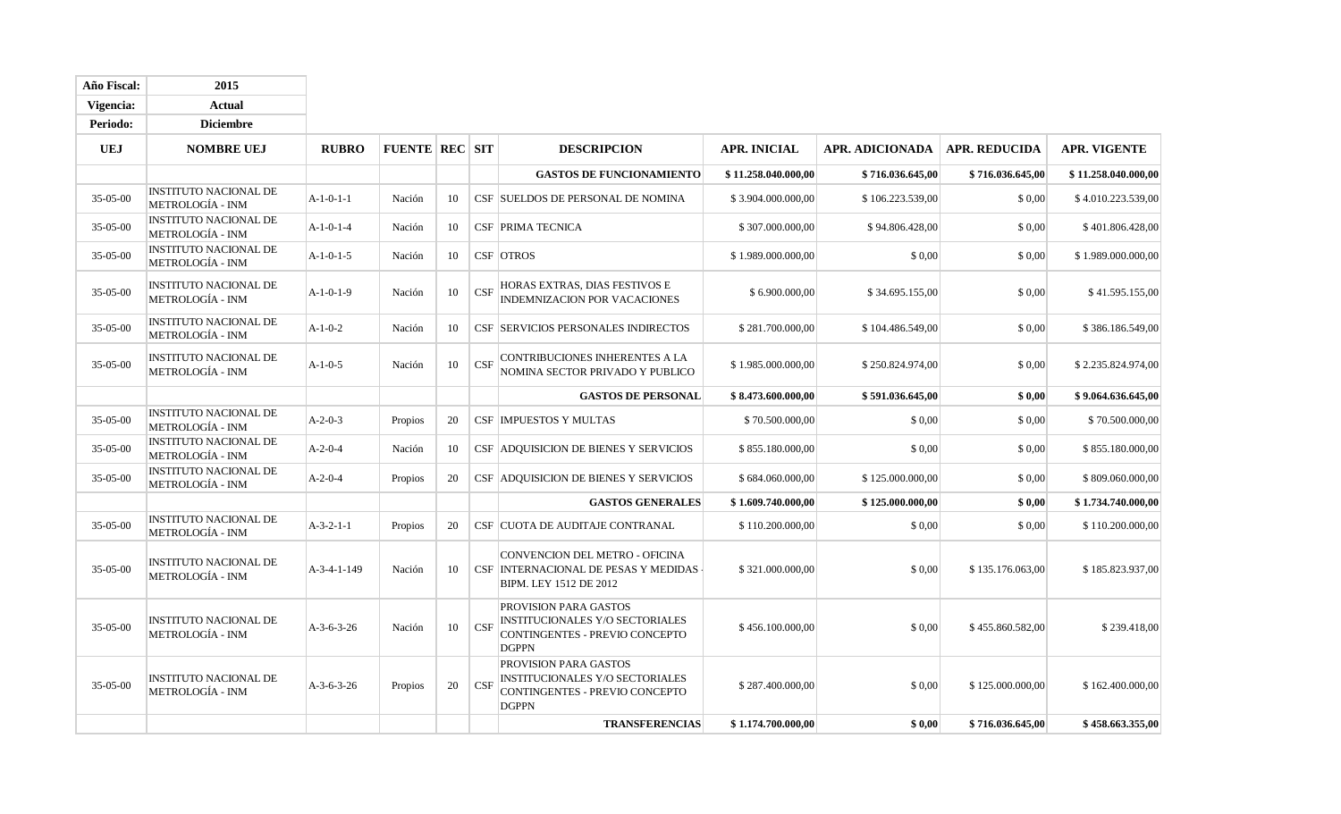| Año Fiscal: | 2015 |
|---|---|
| Vigencia: | Actual |
| Periodo: | Diciembre |

| UEJ | NOMBRE UEJ | RUBRO | FUENTE | REC | SIT | DESCRIPCION | APR. INICIAL | APR. ADICIONADA | APR. REDUCIDA | APR. VIGENTE |
|---|---|---|---|---|---|---|---|---|---|---|
| | | | | | | **GASTOS DE FUNCIONAMIENTO** | **$ 11.258.040.000,00** | **$ 716.036.645,00** | **$ 716.036.645,00** | **$ 11.258.040.000,00** |
| 35-05-00 | INSTITUTO NACIONAL DE METROLOGÍA - INM | A-1-0-1-1 | Nación | 10 | CSF | SUELDOS DE PERSONAL DE NOMINA | $ 3.904.000.000,00 | $ 106.223.539,00 | $ 0,00 | $ 4.010.223.539,00 |
| 35-05-00 | INSTITUTO NACIONAL DE METROLOGÍA - INM | A-1-0-1-4 | Nación | 10 | CSF | PRIMA TECNICA | $ 307.000.000,00 | $ 94.806.428,00 | $ 0,00 | $ 401.806.428,00 |
| 35-05-00 | INSTITUTO NACIONAL DE METROLOGÍA - INM | A-1-0-1-5 | Nación | 10 | CSF | OTROS | $ 1.989.000.000,00 | $ 0,00 | $ 0,00 | $ 1.989.000.000,00 |
| 35-05-00 | INSTITUTO NACIONAL DE METROLOGÍA - INM | A-1-0-1-9 | Nación | 10 | CSF | HORAS EXTRAS, DIAS FESTIVOS E INDEMNIZACION POR VACACIONES | $ 6.900.000,00 | $ 34.695.155,00 | $ 0,00 | $ 41.595.155,00 |
| 35-05-00 | INSTITUTO NACIONAL DE METROLOGÍA - INM | A-1-0-2 | Nación | 10 | CSF | SERVICIOS PERSONALES INDIRECTOS | $ 281.700.000,00 | $ 104.486.549,00 | $ 0,00 | $ 386.186.549,00 |
| 35-05-00 | INSTITUTO NACIONAL DE METROLOGÍA - INM | A-1-0-5 | Nación | 10 | CSF | CONTRIBUCIONES INHERENTES A LA NOMINA SECTOR PRIVADO Y PUBLICO | $ 1.985.000.000,00 | $ 250.824.974,00 | $ 0,00 | $ 2.235.824.974,00 |
| | | | | | | **GASTOS DE PERSONAL** | **$ 8.473.600.000,00** | **$ 591.036.645,00** | **$ 0,00** | **$ 9.064.636.645,00** |
| 35-05-00 | INSTITUTO NACIONAL DE METROLOGÍA - INM | A-2-0-3 | Propios | 20 | CSF | IMPUESTOS Y MULTAS | $ 70.500.000,00 | $ 0,00 | $ 0,00 | $ 70.500.000,00 |
| 35-05-00 | INSTITUTO NACIONAL DE METROLOGÍA - INM | A-2-0-4 | Nación | 10 | CSF | ADQUISICION DE BIENES Y SERVICIOS | $ 855.180.000,00 | $ 0,00 | $ 0,00 | $ 855.180.000,00 |
| 35-05-00 | INSTITUTO NACIONAL DE METROLOGÍA - INM | A-2-0-4 | Propios | 20 | CSF | ADQUISICION DE BIENES Y SERVICIOS | $ 684.060.000,00 | $ 125.000.000,00 | $ 0,00 | $ 809.060.000,00 |
| | | | | | | **GASTOS GENERALES** | **$ 1.609.740.000,00** | **$ 125.000.000,00** | **$ 0,00** | **$ 1.734.740.000,00** |
| 35-05-00 | INSTITUTO NACIONAL DE METROLOGÍA - INM | A-3-2-1-1 | Propios | 20 | CSF | CUOTA DE AUDITAJE CONTRANAL | $ 110.200.000,00 | $ 0,00 | $ 0,00 | $ 110.200.000,00 |
| 35-05-00 | INSTITUTO NACIONAL DE METROLOGÍA - INM | A-3-4-1-149 | Nación | 10 | CSF | CONVENCION DEL METRO - OFICINA INTERNACIONAL DE PESAS Y MEDIDAS - BIPM. LEY 1512 DE 2012 | $ 321.000.000,00 | $ 0,00 | $ 135.176.063,00 | $ 185.823.937,00 |
| 35-05-00 | INSTITUTO NACIONAL DE METROLOGÍA - INM | A-3-6-3-26 | Nación | 10 | CSF | PROVISION PARA GASTOS INSTITUCIONALES Y/O SECTORIALES CONTINGENTES - PREVIO CONCEPTO DGPPN | $ 456.100.000,00 | $ 0,00 | $ 455.860.582,00 | $ 239.418,00 |
| 35-05-00 | INSTITUTO NACIONAL DE METROLOGÍA - INM | A-3-6-3-26 | Propios | 20 | CSF | PROVISION PARA GASTOS INSTITUCIONALES Y/O SECTORIALES CONTINGENTES - PREVIO CONCEPTO DGPPN | $ 287.400.000,00 | $ 0,00 | $ 125.000.000,00 | $ 162.400.000,00 |
| | | | | | | **TRANSFERENCIAS** | **$ 1.174.700.000,00** | **$ 0,00** | **$ 716.036.645,00** | **$ 458.663.355,00** |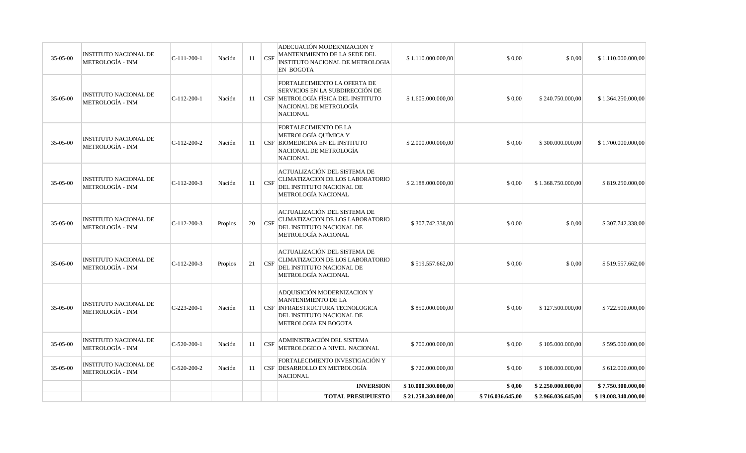| | | | | | | | | | | |
|---|---|---|---|---|---|---|---|---|---|---|
| 35-05-00 | INSTITUTO NACIONAL DE METROLOGÍA - INM | C-111-200-1 | Nación | 11 | CSF | ADECUACIÓN MODERNIZACION Y MANTENIMIENTO DE LA SEDE DEL INSTITUTO NACIONAL DE METROLOGIA EN BOGOTA | $ 1.110.000.000,00 | $ 0,00 | $ 0,00 | $ 1.110.000.000,00 |
| 35-05-00 | INSTITUTO NACIONAL DE METROLOGÍA - INM | C-112-200-1 | Nación | 11 | CSF | FORTALECIMIENTO LA OFERTA DE SERVICIOS EN LA SUBDIRECCIÓN DE METROLOGÍA FÍSICA DEL INSTITUTO NACIONAL DE METROLOGÍA NACIONAL | $ 1.605.000.000,00 | $ 0,00 | $ 240.750.000,00 | $ 1.364.250.000,00 |
| 35-05-00 | INSTITUTO NACIONAL DE METROLOGÍA - INM | C-112-200-2 | Nación | 11 | CSF | FORTALECIMIENTO DE LA METROLOGÍA QUÍMICA Y BIOMEDICINA EN EL INSTITUTO NACIONAL DE METROLOGÍA NACIONAL | $ 2.000.000.000,00 | $ 0,00 | $ 300.000.000,00 | $ 1.700.000.000,00 |
| 35-05-00 | INSTITUTO NACIONAL DE METROLOGÍA - INM | C-112-200-3 | Nación | 11 | CSF | ACTUALIZACIÓN DEL SISTEMA DE CLIMATIZACION DE LOS LABORATORIO DEL INSTITUTO NACIONAL DE METROLOGÍA NACIONAL | $ 2.188.000.000,00 | $ 0,00 | $ 1.368.750.000,00 | $ 819.250.000,00 |
| 35-05-00 | INSTITUTO NACIONAL DE METROLOGÍA - INM | C-112-200-3 | Propios | 20 | CSF | ACTUALIZACIÓN DEL SISTEMA DE CLIMATIZACION DE LOS LABORATORIO DEL INSTITUTO NACIONAL DE METROLOGÍA NACIONAL | $ 307.742.338,00 | $ 0,00 | $ 0,00 | $ 307.742.338,00 |
| 35-05-00 | INSTITUTO NACIONAL DE METROLOGÍA - INM | C-112-200-3 | Propios | 21 | CSF | ACTUALIZACIÓN DEL SISTEMA DE CLIMATIZACION DE LOS LABORATORIO DEL INSTITUTO NACIONAL DE METROLOGÍA NACIONAL | $ 519.557.662,00 | $ 0,00 | $ 0,00 | $ 519.557.662,00 |
| 35-05-00 | INSTITUTO NACIONAL DE METROLOGÍA - INM | C-223-200-1 | Nación | 11 | CSF | ADQUISICIÓN MODERNIZACION Y MANTENIMIENTO DE LA INFRAESTRUCTURA TECNOLOGICA DEL INSTITUTO NACIONAL DE METROLOGIA EN BOGOTA | $ 850.000.000,00 | $ 0,00 | $ 127.500.000,00 | $ 722.500.000,00 |
| 35-05-00 | INSTITUTO NACIONAL DE METROLOGÍA - INM | C-520-200-1 | Nación | 11 | CSF | ADMINISTRACIÓN DEL SISTEMA METROLOGICO A NIVEL NACIONAL | $ 700.000.000,00 | $ 0,00 | $ 105.000.000,00 | $ 595.000.000,00 |
| 35-05-00 | INSTITUTO NACIONAL DE METROLOGÍA - INM | C-520-200-2 | Nación | 11 | CSF | FORTALECIMIENTO INVESTIGACIÓN Y DESARROLLO EN METROLOGÍA NACIONAL | $ 720.000.000,00 | $ 0,00 | $ 108.000.000,00 | $ 612.000.000,00 |
| | | | | | | **INVERSION** | **$ 10.000.300.000,00** | **$ 0,00** | **$ 2.250.000.000,00** | **$ 7.750.300.000,00** |
| | | | | | | **TOTAL PRESUPUESTO** | **$ 21.258.340.000,00** | **$ 716.036.645,00** | **$ 2.966.036.645,00** | **$ 19.008.340.000,00** |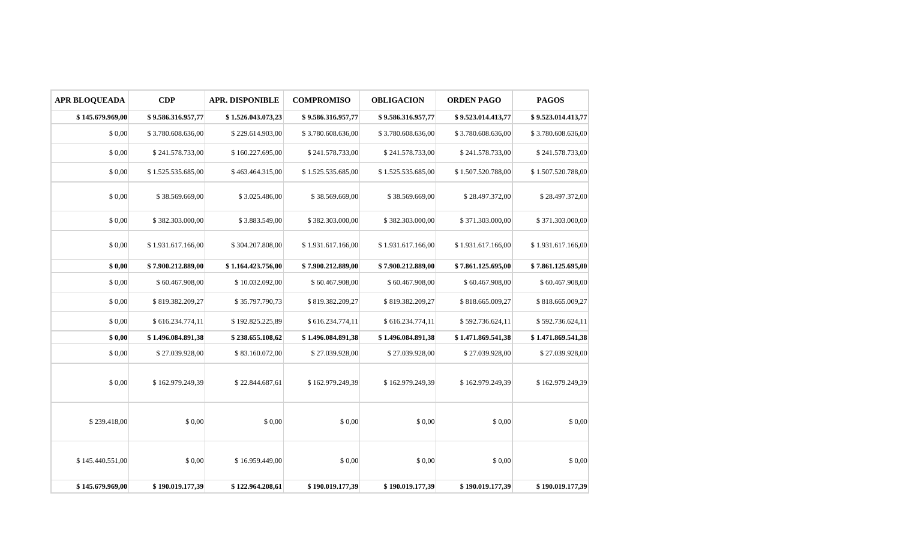| APR BLOQUEADA | CDP | APR. DISPONIBLE | COMPROMISO | OBLIGACION | ORDEN PAGO | PAGOS |
|---|---|---|---|---|---|---|
| **$ 145.679.969,00** | **$ 9.586.316.957,77** | **$ 1.526.043.073,23** | **$ 9.586.316.957,77** | **$ 9.586.316.957,77** | **$ 9.523.014.413,77** | **$ 9.523.014.413,77** |
| $ 0,00 | $ 3.780.608.636,00 | $ 229.614.903,00 | $ 3.780.608.636,00 | $ 3.780.608.636,00 | $ 3.780.608.636,00 | $ 3.780.608.636,00 |
| $ 0,00 | $ 241.578.733,00 | $ 160.227.695,00 | $ 241.578.733,00 | $ 241.578.733,00 | $ 241.578.733,00 | $ 241.578.733,00 |
| $ 0,00 | $ 1.525.535.685,00 | $ 463.464.315,00 | $ 1.525.535.685,00 | $ 1.525.535.685,00 | $ 1.507.520.788,00 | $ 1.507.520.788,00 |
| $ 0,00 | $ 38.569.669,00 | $ 3.025.486,00 | $ 38.569.669,00 | $ 38.569.669,00 | $ 28.497.372,00 | $ 28.497.372,00 |
| $ 0,00 | $ 382.303.000,00 | $ 3.883.549,00 | $ 382.303.000,00 | $ 382.303.000,00 | $ 371.303.000,00 | $ 371.303.000,00 |
| $ 0,00 | $ 1.931.617.166,00 | $ 304.207.808,00 | $ 1.931.617.166,00 | $ 1.931.617.166,00 | $ 1.931.617.166,00 | $ 1.931.617.166,00 |
| **$ 0,00** | **$ 7.900.212.889,00** | **$ 1.164.423.756,00** | **$ 7.900.212.889,00** | **$ 7.900.212.889,00** | **$ 7.861.125.695,00** | **$ 7.861.125.695,00** |
| $ 0,00 | $ 60.467.908,00 | $ 10.032.092,00 | $ 60.467.908,00 | $ 60.467.908,00 | $ 60.467.908,00 | $ 60.467.908,00 |
| $ 0,00 | $ 819.382.209,27 | $ 35.797.790,73 | $ 819.382.209,27 | $ 819.382.209,27 | $ 818.665.009,27 | $ 818.665.009,27 |
| $ 0,00 | $ 616.234.774,11 | $ 192.825.225,89 | $ 616.234.774,11 | $ 616.234.774,11 | $ 592.736.624,11 | $ 592.736.624,11 |
| **$ 0,00** | **$ 1.496.084.891,38** | **$ 238.655.108,62** | **$ 1.496.084.891,38** | **$ 1.496.084.891,38** | **$ 1.471.869.541,38** | **$ 1.471.869.541,38** |
| $ 0,00 | $ 27.039.928,00 | $ 83.160.072,00 | $ 27.039.928,00 | $ 27.039.928,00 | $ 27.039.928,00 | $ 27.039.928,00 |
| $ 0,00 | $ 162.979.249,39 | $ 22.844.687,61 | $ 162.979.249,39 | $ 162.979.249,39 | $ 162.979.249,39 | $ 162.979.249,39 |
| $ 239.418,00 | $ 0,00 | $ 0,00 | $ 0,00 | $ 0,00 | $ 0,00 | $ 0,00 |
| $ 145.440.551,00 | $ 0,00 | $ 16.959.449,00 | $ 0,00 | $ 0,00 | $ 0,00 | $ 0,00 |
| **$ 145.679.969,00** | **$ 190.019.177,39** | **$ 122.964.208,61** | **$ 190.019.177,39** | **$ 190.019.177,39** | **$ 190.019.177,39** | **$ 190.019.177,39** |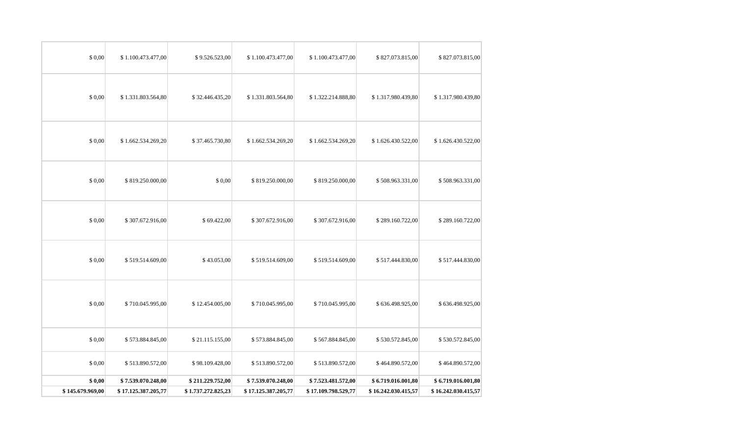| | | | | | | |
|---|---|---|---|---|---|---|
| $ 0,00 | $ 1.100.473.477,00 | $ 9.526.523,00 | $ 1.100.473.477,00 | $ 1.100.473.477,00 | $ 827.073.815,00 | $ 827.073.815,00 |
| $ 0,00 | $ 1.331.803.564,80 | $ 32.446.435,20 | $ 1.331.803.564,80 | $ 1.322.214.888,80 | $ 1.317.980.439,80 | $ 1.317.980.439,80 |
| $ 0,00 | $ 1.662.534.269,20 | $ 37.465.730,80 | $ 1.662.534.269,20 | $ 1.662.534.269,20 | $ 1.626.430.522,00 | $ 1.626.430.522,00 |
| $ 0,00 | $ 819.250.000,00 | $ 0,00 | $ 819.250.000,00 | $ 819.250.000,00 | $ 508.963.331,00 | $ 508.963.331,00 |
| $ 0,00 | $ 307.672.916,00 | $ 69.422,00 | $ 307.672.916,00 | $ 307.672.916,00 | $ 289.160.722,00 | $ 289.160.722,00 |
| $ 0,00 | $ 519.514.609,00 | $ 43.053,00 | $ 519.514.609,00 | $ 519.514.609,00 | $ 517.444.830,00 | $ 517.444.830,00 |
| $ 0,00 | $ 710.045.995,00 | $ 12.454.005,00 | $ 710.045.995,00 | $ 710.045.995,00 | $ 636.498.925,00 | $ 636.498.925,00 |
| $ 0,00 | $ 573.884.845,00 | $ 21.115.155,00 | $ 573.884.845,00 | $ 567.884.845,00 | $ 530.572.845,00 | $ 530.572.845,00 |
| $ 0,00 | $ 513.890.572,00 | $ 98.109.428,00 | $ 513.890.572,00 | $ 513.890.572,00 | $ 464.890.572,00 | $ 464.890.572,00 |
| **$ 0,00** | **$ 7.539.070.248,00** | **$ 211.229.752,00** | **$ 7.539.070.248,00** | **$ 7.523.481.572,00** | **$ 6.719.016.001,80** | **$ 6.719.016.001,80** |
| **$ 145.679.969,00** | **$ 17.125.387.205,77** | **$ 1.737.272.825,23** | **$ 17.125.387.205,77** | **$ 17.109.798.529,77** | **$ 16.242.030.415,57** | **$ 16.242.030.415,57** |